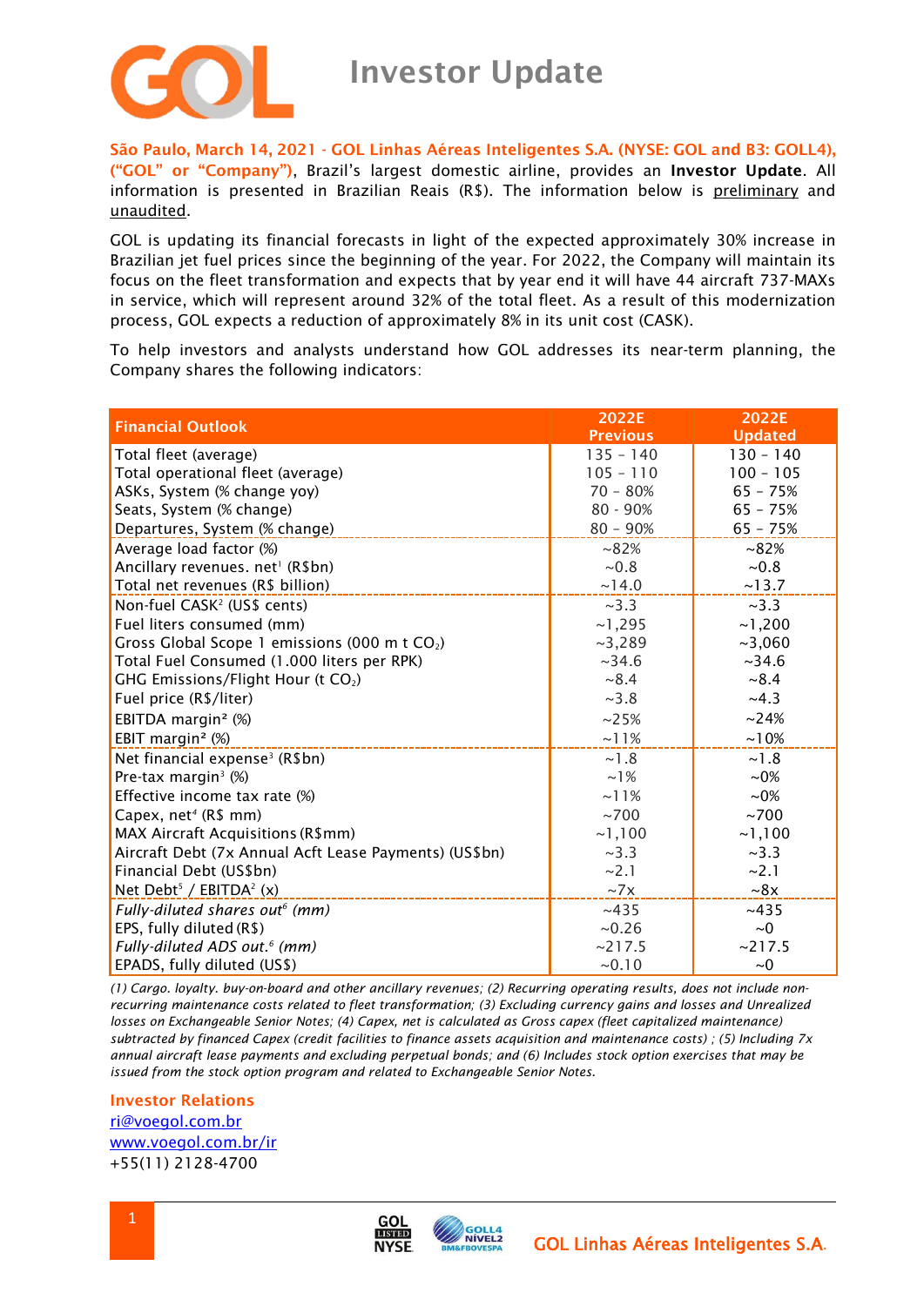# Investor Update

**São Paulo, March 14, 2021 - GOL Linhas Aéreas Inteligentes S.A. (NYSE: GOL and B3: GOLL4), ("GOL" or "Company")**, Brazil's largest domestic airline, provides an **Investor Update**. All information is presented in Brazilian Reais (R$). The information below is preliminary and unaudited.

GOL is updating its financial forecasts in light of the expected approximately 30% increase in Brazilian jet fuel prices since the beginning of the year. For 2022, the Company will maintain its focus on the fleet transformation and expects that by year end it will have 44 aircraft 737-MAXs in service, which will represent around 32% of the total fleet. As a result of this modernization process, GOL expects a reduction of approximately 8% in its unit cost (CASK).

To help investors and analysts understand how GOL addresses its near-term planning, the Company shares the following indicators:

| Financial Outlook | 2022E Previous | 2022E Updated |
|---|---|---|
| Total fleet (average) | 135 - 140 | 130 - 140 |
| Total operational fleet (average) | 105 - 110 | 100 - 105 |
| ASKs, System (% change yoy) | 70 - 80% | 65 - 75% |
| Seats, System (% change) | 80 - 90% | 65 - 75% |
| Departures, System (% change) | 80 - 90% | 65 - 75% |
| Average load factor (%) | ~82% | ~82% |
| Ancillary revenues. net[1] (R$bn) | ~0.8 | ~0.8 |
| Total net revenues (R$ billion) | ~14.0 | ~13.7 |
| Non-fuel CASK[2] (US$ cents) | ~3.3 | ~3.3 |
| Fuel liters consumed (mm) | ~1,295 | ~1,200 |
| Gross Global Scope 1 emissions (000 m t $CO_2$) | ~3,289 | ~3,060 |
| Total Fuel Consumed (1.000 liters per RPK) | ~34.6 | ~34.6 |
| GHG Emissions/Flight Hour (t $CO_2$) | ~8.4 | ~8.4 |
| Fuel price (R$/liter) | ~3.8 | ~4.3 |
| EBITDA margin[2] (%) | ~25% | ~24% |
| EBIT margin[2] (%) | ~11% | ~10% |
| Net financial expense[3] (R$bn) | ~1.8 | ~1.8 |
| Pre-tax margin[3] (%) | ~1% | ~0% |
| Effective income tax rate (%) | ~11% | ~0% |
| Capex, net[4] (R$ mm) | ~700 | ~700 |
| MAX Aircraft Acquisitions (R$mm) | ~1,100 | ~1,100 |
| Aircraft Debt (7x Annual Acft Lease Payments) (US$bn) | ~3.3 | ~3.3 |
| Financial Debt (US$bn) | ~2.1 | ~2.1 |
| Net Debt[5] / EBITDA[2] (x) | ~7x | ~8x |
| *Fully-diluted shares out[6] (mm)* | ~435 | ~435 |
| EPS, fully diluted (R$) | ~0.26 | ~0 |
| *Fully-diluted ADS out.[6] (mm)* | ~217.5 | ~217.5 |
| EPADS, fully diluted (US$) | ~0.10 | ~0 |

*(1) Cargo. loyalty. buy-on-board and other ancillary revenues; (2) Recurring operating results, does not include non-recurring maintenance costs related to fleet transformation; (3) Excluding currency gains and losses and Unrealized losses on Exchangeable Senior Notes; (4) Capex, net is calculated as Gross capex (fleet capitalized maintenance) subtracted by financed Capex (credit facilities to finance assets acquisition and maintenance costs) ; (5) Including 7x annual aircraft lease payments and excluding perpetual bonds; and (6) Includes stock option exercises that may be issued from the stock option program and related to Exchangeable Senior Notes.*

**Investor Relations**
ri@voegol.com.br
www.voegol.com.br/ir
+55(11) 2128-4700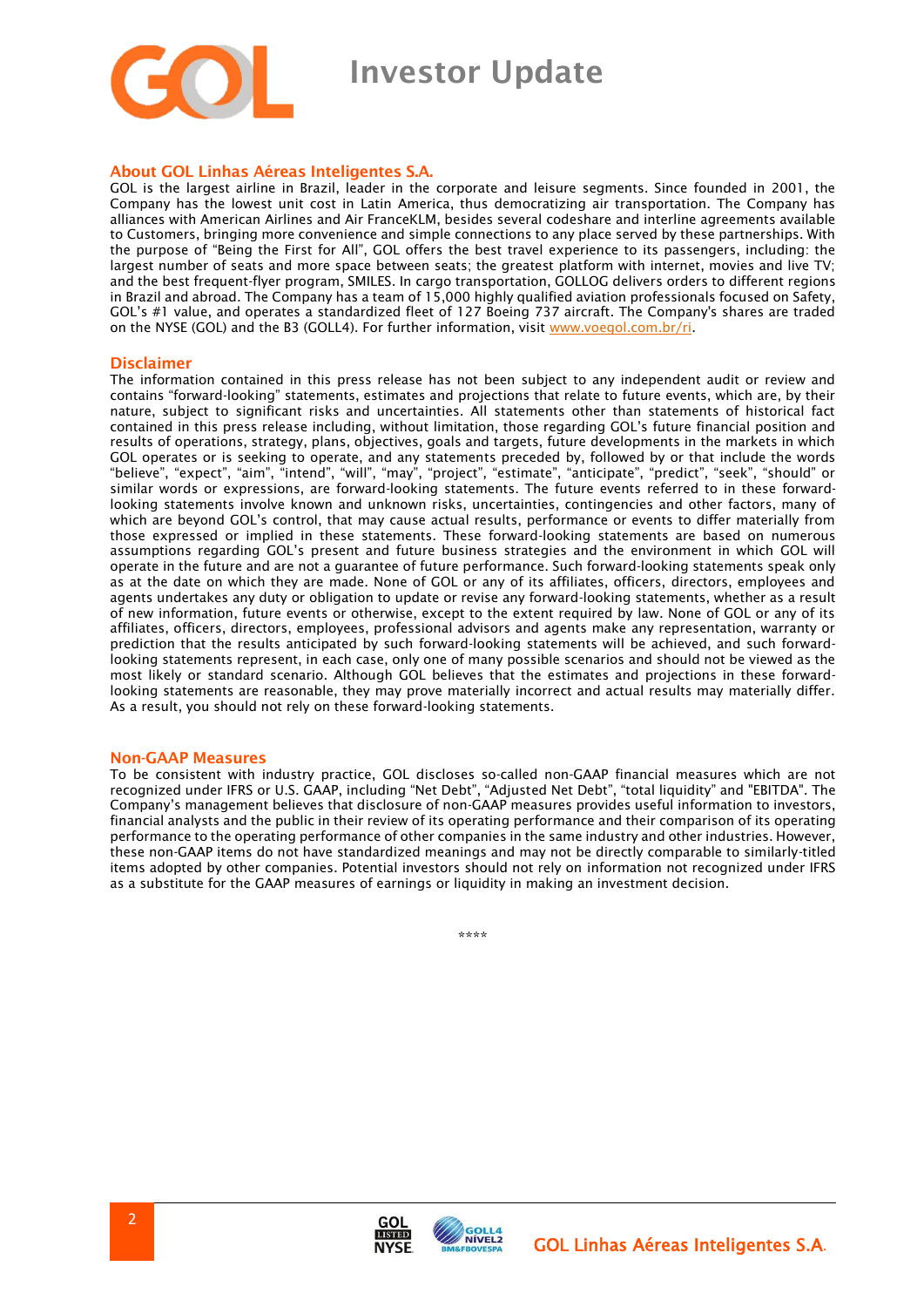## About GOL Linhas Aéreas Inteligentes S.A.

GOL is the largest airline in Brazil, leader in the corporate and leisure segments. Since founded in 2001, the Company has the lowest unit cost in Latin America, thus democratizing air transportation. The Company has alliances with American Airlines and Air FranceKLM, besides several codeshare and interline agreements available to Customers, bringing more convenience and simple connections to any place served by these partnerships. With the purpose of "Being the First for All", GOL offers the best travel experience to its passengers, including: the largest number of seats and more space between seats; the greatest platform with internet, movies and live TV; and the best frequent-flyer program, SMILES. In cargo transportation, GOLLOG delivers orders to different regions in Brazil and abroad. The Company has a team of 15,000 highly qualified aviation professionals focused on Safety, GOL's #1 value, and operates a standardized fleet of 127 Boeing 737 aircraft. The Company's shares are traded on the NYSE (GOL) and the B3 (GOLL4). For further information, visit www.voegol.com.br/ri.

## Disclaimer

The information contained in this press release has not been subject to any independent audit or review and contains "forward-looking" statements, estimates and projections that relate to future events, which are, by their nature, subject to significant risks and uncertainties. All statements other than statements of historical fact contained in this press release including, without limitation, those regarding GOL's future financial position and results of operations, strategy, plans, objectives, goals and targets, future developments in the markets in which GOL operates or is seeking to operate, and any statements preceded by, followed by or that include the words "believe", "expect", "aim", "intend", "will", "may", "project", "estimate", "anticipate", "predict", "seek", "should" or similar words or expressions, are forward-looking statements. The future events referred to in these forward-looking statements involve known and unknown risks, uncertainties, contingencies and other factors, many of which are beyond GOL's control, that may cause actual results, performance or events to differ materially from those expressed or implied in these statements. These forward-looking statements are based on numerous assumptions regarding GOL's present and future business strategies and the environment in which GOL will operate in the future and are not a guarantee of future performance. Such forward-looking statements speak only as at the date on which they are made. None of GOL or any of its affiliates, officers, directors, employees and agents undertakes any duty or obligation to update or revise any forward-looking statements, whether as a result of new information, future events or otherwise, except to the extent required by law. None of GOL or any of its affiliates, officers, directors, employees, professional advisors and agents make any representation, warranty or prediction that the results anticipated by such forward-looking statements will be achieved, and such forward-looking statements represent, in each case, only one of many possible scenarios and should not be viewed as the most likely or standard scenario. Although GOL believes that the estimates and projections in these forward-looking statements are reasonable, they may prove materially incorrect and actual results may materially differ. As a result, you should not rely on these forward-looking statements.

## Non-GAAP Measures

To be consistent with industry practice, GOL discloses so-called non-GAAP financial measures which are not recognized under IFRS or U.S. GAAP, including "Net Debt", "Adjusted Net Debt", "total liquidity" and "EBITDA". The Company's management believes that disclosure of non-GAAP measures provides useful information to investors, financial analysts and the public in their review of its operating performance and their comparison of its operating performance to the operating performance of other companies in the same industry and other industries. However, these non-GAAP items do not have standardized meanings and may not be directly comparable to similarly-titled items adopted by other companies. Potential investors should not rely on information not recognized under IFRS as a substitute for the GAAP measures of earnings or liquidity in making an investment decision.

****